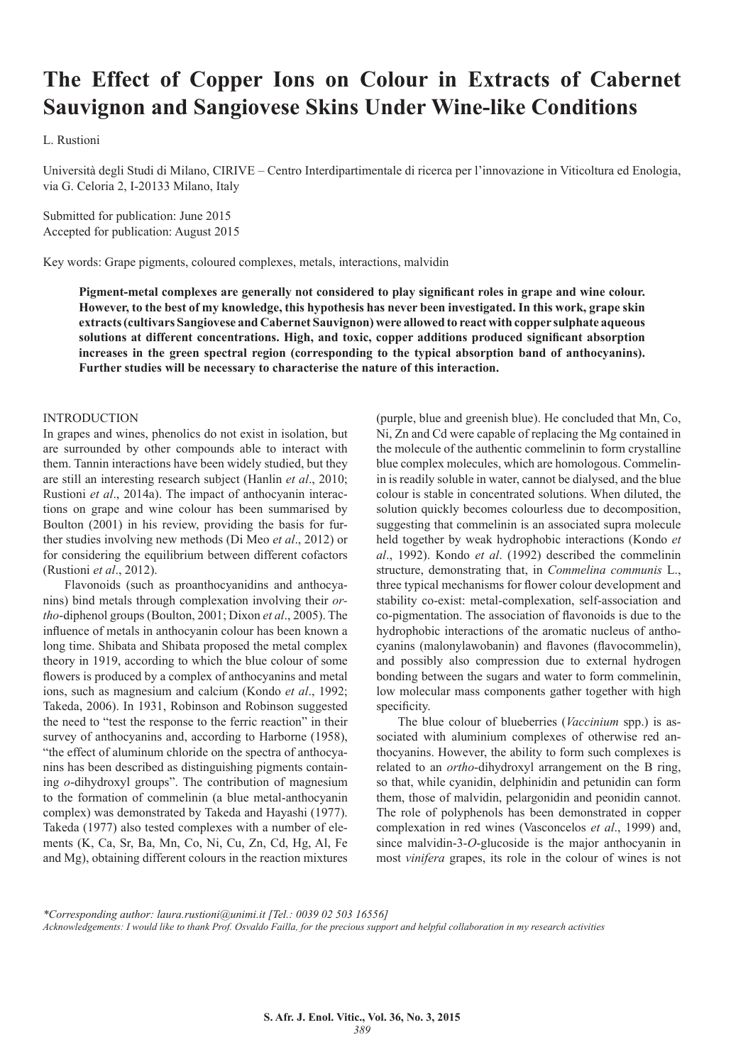# The Effect of Copper Ions on Colour in Extracts of Cabernet Sauvignon and Sangiovese Skins Under Wine-like Conditions

L. Rustioni

Università degli Studi di Milano, CIRIVE – Centro Interdipartimentale di ricerca per l'innovazione in Viticoltura ed Enologia, via G. Celoria 2, I-20133 Milano, Italy

Submitted for publication: June 2015
Accepted for publication: August 2015

Key words: Grape pigments, coloured complexes, metals, interactions, malvidin

**Pigment-metal complexes are generally not considered to play significant roles in grape and wine colour. However, to the best of my knowledge, this hypothesis has never been investigated. In this work, grape skin extracts (cultivars Sangiovese and Cabernet Sauvignon) were allowed to react with copper sulphate aqueous solutions at different concentrations. High, and toxic, copper additions produced significant absorption increases in the green spectral region (corresponding to the typical absorption band of anthocyanins). Further studies will be necessary to characterise the nature of this interaction.**

## INTRODUCTION

In grapes and wines, phenolics do not exist in isolation, but are surrounded by other compounds able to interact with them. Tannin interactions have been widely studied, but they are still an interesting research subject (Hanlin *et al*., 2010; Rustioni *et al*., 2014a). The impact of anthocyanin interactions on grape and wine colour has been summarised by Boulton (2001) in his review, providing the basis for further studies involving new methods (Di Meo *et al*., 2012) or for considering the equilibrium between different cofactors (Rustioni *et al*., 2012).

Flavonoids (such as proanthocyanidins and anthocyanins) bind metals through complexation involving their *ortho*-diphenol groups (Boulton, 2001; Dixon *et al*., 2005). The influence of metals in anthocyanin colour has been known a long time. Shibata and Shibata proposed the metal complex theory in 1919, according to which the blue colour of some flowers is produced by a complex of anthocyanins and metal ions, such as magnesium and calcium (Kondo *et al*., 1992; Takeda, 2006). In 1931, Robinson and Robinson suggested the need to "test the response to the ferric reaction" in their survey of anthocyanins and, according to Harborne (1958), "the effect of aluminum chloride on the spectra of anthocyanins has been described as distinguishing pigments containing *o*-dihydroxyl groups". The contribution of magnesium to the formation of commelinin (a blue metal-anthocyanin complex) was demonstrated by Takeda and Hayashi (1977). Takeda (1977) also tested complexes with a number of elements (K, Ca, Sr, Ba, Mn, Co, Ni, Cu, Zn, Cd, Hg, Al, Fe and Mg), obtaining different colours in the reaction mixtures (purple, blue and greenish blue). He concluded that Mn, Co, Ni, Zn and Cd were capable of replacing the Mg contained in the molecule of the authentic commelinin to form crystalline blue complex molecules, which are homologous. Commelinin is readily soluble in water, cannot be dialysed, and the blue colour is stable in concentrated solutions. When diluted, the solution quickly becomes colourless due to decomposition, suggesting that commelinin is an associated supra molecule held together by weak hydrophobic interactions (Kondo *et al*., 1992). Kondo *et al*. (1992) described the commelinin structure, demonstrating that, in *Commelina communis* L., three typical mechanisms for flower colour development and stability co-exist: metal-complexation, self-association and co-pigmentation. The association of flavonoids is due to the hydrophobic interactions of the aromatic nucleus of anthocyanins (malonylawobanin) and flavones (flavocommelin), and possibly also compression due to external hydrogen bonding between the sugars and water to form commelinin, low molecular mass components gather together with high specificity.

The blue colour of blueberries (*Vaccinium* spp.) is associated with aluminium complexes of otherwise red anthocyanins. However, the ability to form such complexes is related to an *ortho*-dihydroxyl arrangement on the B ring, so that, while cyanidin, delphinidin and petunidin can form them, those of malvidin, pelargonidin and peonidin cannot. The role of polyphenols has been demonstrated in copper complexation in red wines (Vasconcelos *et al*., 1999) and, since malvidin-3-*O*-glucoside is the major anthocyanin in most *vinifera* grapes, its role in the colour of wines is not

*\*Corresponding author: laura.rustioni@unimi.it [Tel.: 0039 02 503 16556]*
*Acknowledgements: I would like to thank Prof. Osvaldo Failla, for the precious support and helpful collaboration in my research activities*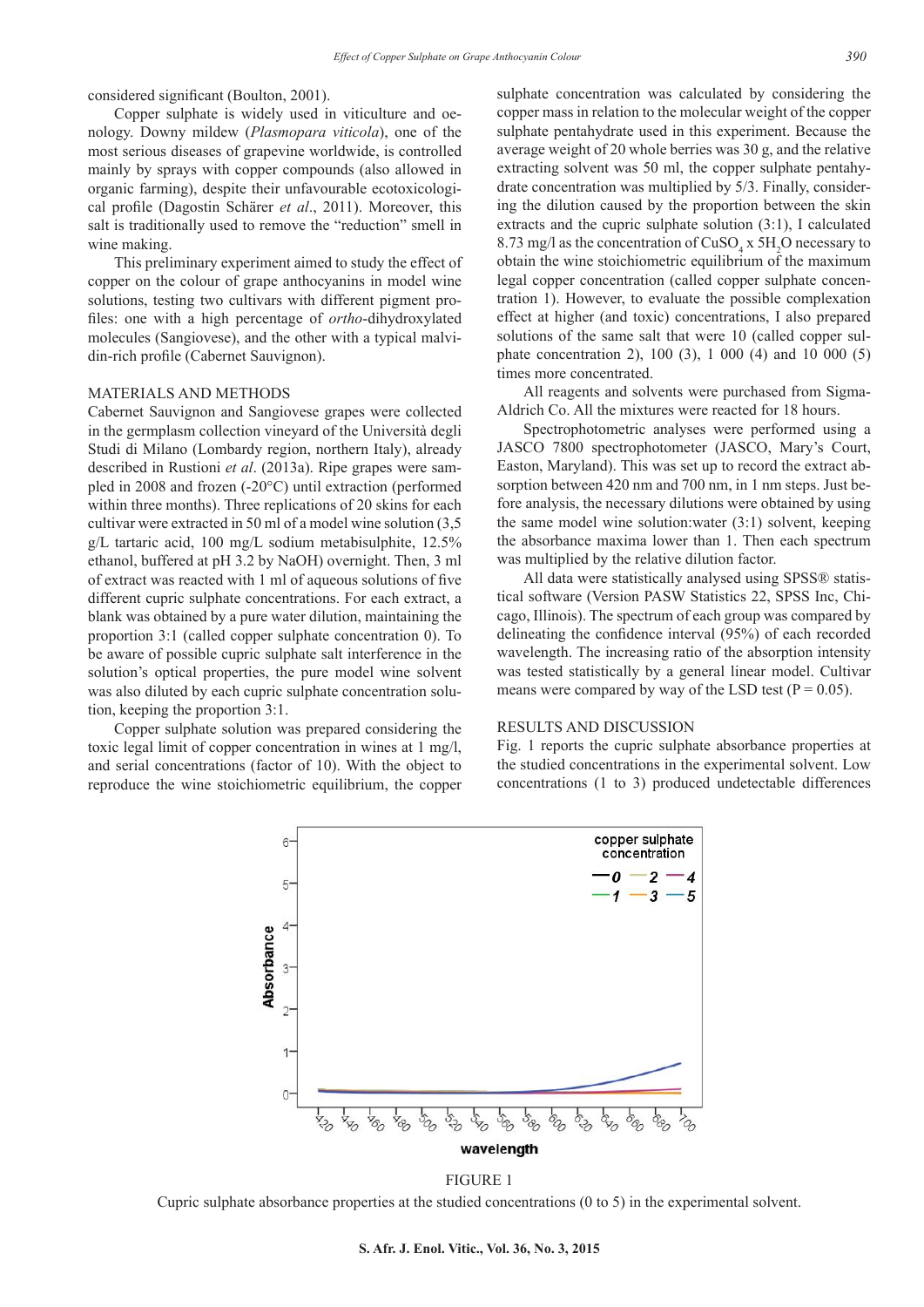considered significant (Boulton, 2001).

Copper sulphate is widely used in viticulture and oenology. Downy mildew (*Plasmopara viticola*), one of the most serious diseases of grapevine worldwide, is controlled mainly by sprays with copper compounds (also allowed in organic farming), despite their unfavourable ecotoxicological profile (Dagostin Schärer *et al*., 2011). Moreover, this salt is traditionally used to remove the "reduction" smell in wine making.

This preliminary experiment aimed to study the effect of copper on the colour of grape anthocyanins in model wine solutions, testing two cultivars with different pigment profiles: one with a high percentage of *ortho*-dihydroxylated molecules (Sangiovese), and the other with a typical malvidin-rich profile (Cabernet Sauvignon).

## MATERIALS AND METHODS

Cabernet Sauvignon and Sangiovese grapes were collected in the germplasm collection vineyard of the Università degli Studi di Milano (Lombardy region, northern Italy), already described in Rustioni *et al*. (2013a). Ripe grapes were sampled in 2008 and frozen (-20°C) until extraction (performed within three months). Three replications of 20 skins for each cultivar were extracted in 50 ml of a model wine solution (3,5 g/L tartaric acid, 100 mg/L sodium metabisulphite, 12.5% ethanol, buffered at pH 3.2 by NaOH) overnight. Then, 3 ml of extract was reacted with 1 ml of aqueous solutions of five different cupric sulphate concentrations. For each extract, a blank was obtained by a pure water dilution, maintaining the proportion 3:1 (called copper sulphate concentration 0). To be aware of possible cupric sulphate salt interference in the solution's optical properties, the pure model wine solvent was also diluted by each cupric sulphate concentration solution, keeping the proportion 3:1.

Copper sulphate solution was prepared considering the toxic legal limit of copper concentration in wines at 1 mg/l, and serial concentrations (factor of 10). With the object to reproduce the wine stoichiometric equilibrium, the copper sulphate concentration was calculated by considering the copper mass in relation to the molecular weight of the copper sulphate pentahydrate used in this experiment. Because the average weight of 20 whole berries was 30 g, and the relative extracting solvent was 50 ml, the copper sulphate pentahydrate concentration was multiplied by 5/3. Finally, considering the dilution caused by the proportion between the skin extracts and the cupric sulphate solution (3:1), I calculated 8.73 mg/l as the concentration of $CuSO_4 \times 5H_2O$ necessary to obtain the wine stoichiometric equilibrium of the maximum legal copper concentration (called copper sulphate concentration 1). However, to evaluate the possible complexation effect at higher (and toxic) concentrations, I also prepared solutions of the same salt that were 10 (called copper sulphate concentration 2), 100 (3), 1 000 (4) and 10 000 (5) times more concentrated.

All reagents and solvents were purchased from Sigma-Aldrich Co. All the mixtures were reacted for 18 hours.

Spectrophotometric analyses were performed using a JASCO 7800 spectrophotometer (JASCO, Mary's Court, Easton, Maryland). This was set up to record the extract absorption between 420 nm and 700 nm, in 1 nm steps. Just before analysis, the necessary dilutions were obtained by using the same model wine solution:water (3:1) solvent, keeping the absorbance maxima lower than 1. Then each spectrum was multiplied by the relative dilution factor.

All data were statistically analysed using SPSS® statistical software (Version PASW Statistics 22, SPSS Inc, Chicago, Illinois). The spectrum of each group was compared by delineating the confidence interval (95%) of each recorded wavelength. The increasing ratio of the absorption intensity was tested statistically by a general linear model. Cultivar means were compared by way of the LSD test ($P = 0.05$).

## RESULTS AND DISCUSSION

Fig. 1 reports the cupric sulphate absorbance properties at the studied concentrations in the experimental solvent. Low concentrations (1 to 3) produced undetectable differences

FIGURE 1

Cupric sulphate absorbance properties at the studied concentrations (0 to 5) in the experimental solvent.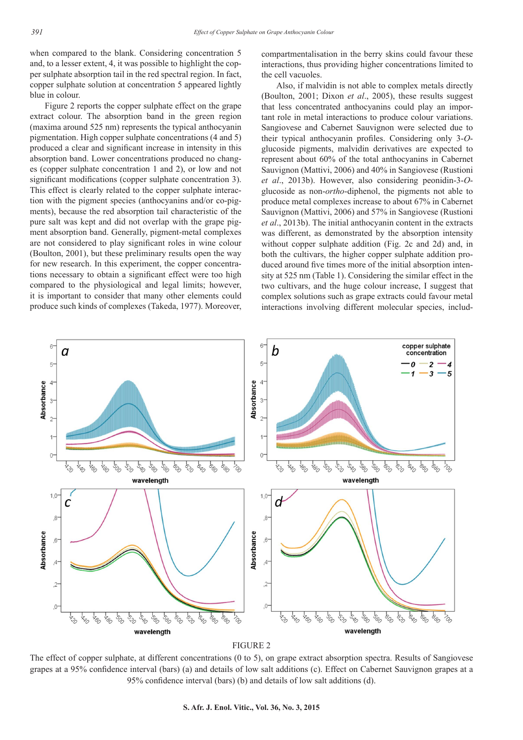when compared to the blank. Considering concentration 5 and, to a lesser extent, 4, it was possible to highlight the copper sulphate absorption tail in the red spectral region. In fact, copper sulphate solution at concentration 5 appeared lightly blue in colour.

Figure 2 reports the copper sulphate effect on the grape extract colour. The absorption band in the green region (maxima around 525 nm) represents the typical anthocyanin pigmentation. High copper sulphate concentrations (4 and 5) produced a clear and significant increase in intensity in this absorption band. Lower concentrations produced no changes (copper sulphate concentration 1 and 2), or low and not significant modifications (copper sulphate concentration 3). This effect is clearly related to the copper sulphate interaction with the pigment species (anthocyanins and/or co-pigments), because the red absorption tail characteristic of the pure salt was kept and did not overlap with the grape pigment absorption band. Generally, pigment-metal complexes are not considered to play significant roles in wine colour (Boulton, 2001), but these preliminary results open the way for new research. In this experiment, the copper concentrations necessary to obtain a significant effect were too high compared to the physiological and legal limits; however, it is important to consider that many other elements could produce such kinds of complexes (Takeda, 1977). Moreover, compartmentalisation in the berry skins could favour these interactions, thus providing higher concentrations limited to the cell vacuoles.

Also, if malvidin is not able to complex metals directly (Boulton, 2001; Dixon *et al*., 2005), these results suggest that less concentrated anthocyanins could play an important role in metal interactions to produce colour variations. Sangiovese and Cabernet Sauvignon were selected due to their typical anthocyanin profiles. Considering only 3-*O*-glucoside pigments, malvidin derivatives are expected to represent about 60% of the total anthocyanins in Cabernet Sauvignon (Mattivi, 2006) and 40% in Sangiovese (Rustioni *et al*., 2013b). However, also considering peonidin-3-*O*-glucoside as non-*ortho*-diphenol, the pigments not able to produce metal complexes increase to about 67% in Cabernet Sauvignon (Mattivi, 2006) and 57% in Sangiovese (Rustioni *et al*., 2013b). The initial anthocyanin content in the extracts was different, as demonstrated by the absorption intensity without copper sulphate addition (Fig. 2c and 2d) and, in both the cultivars, the higher copper sulphate addition produced around five times more of the initial absorption intensity at 525 nm (Table 1). Considering the similar effect in the two cultivars, and the huge colour increase, I suggest that complex solutions such as grape extracts could favour metal interactions involving different molecular species, includ-

FIGURE 2

The effect of copper sulphate, at different concentrations (0 to 5), on grape extract absorption spectra. Results of Sangiovese grapes at a 95% confidence interval (bars) (a) and details of low salt additions (c). Effect on Cabernet Sauvignon grapes at a 95% confidence interval (bars) (b) and details of low salt additions (d).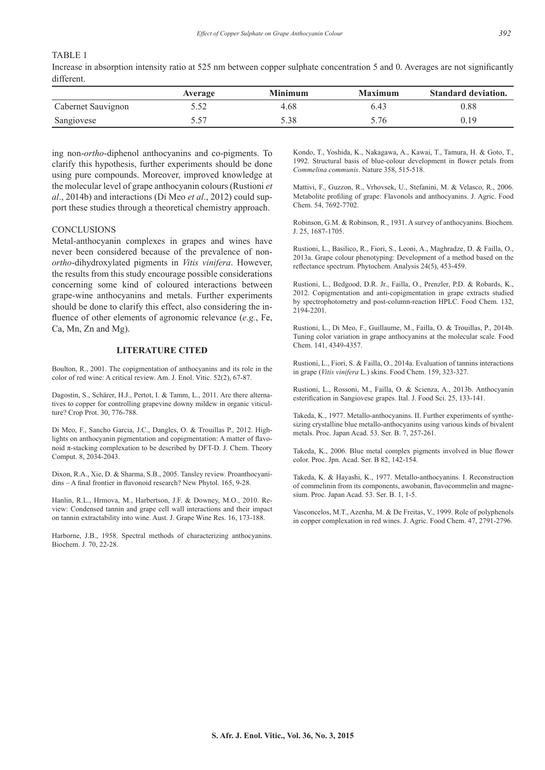TABLE 1

Increase in absorption intensity ratio at 525 nm between copper sulphate concentration 5 and 0. Averages are not significantly different.

| | Average | Minimum | Maximum | Standard deviation. |
|---|---|---|---|---|
| Cabernet Sauvignon | 5.52 | 4.68 | 6.43 | 0.88 |
| Sangiovese | 5.57 | 5.38 | 5.76 | 0.19 |

ing non-*ortho*-diphenol anthocyanins and co-pigments. To clarify this hypothesis, further experiments should be done using pure compounds. Moreover, improved knowledge at the molecular level of grape anthocyanin colours (Rustioni *et al*., 2014b) and interactions (Di Meo *et al*., 2012) could support these studies through a theoretical chemistry approach.

## CONCLUSIONS

Metal-anthocyanin complexes in grapes and wines have never been considered because of the prevalence of non-*ortho*-dihydroxylated pigments in *Vitis vinifera*. However, the results from this study encourage possible considerations concerning some kind of coloured interactions between grape-wine anthocyanins and metals. Further experiments should be done to clarify this effect, also considering the influence of other elements of agronomic relevance (*e.g.*, Fe, Ca, Mn, Zn and Mg).

## LITERATURE CITED

Boulton, R., 2001. The copigmentation of anthocyanins and its role in the color of red wine: A critical review. Am. J. Enol. Vitic. 52(2), 67-87.

Dagostin, S., Schärer, H.J., Pertot, I. & Tamm, L., 2011. Are there alternatives to copper for controlling grapevine downy mildew in organic viticulture? Crop Prot. 30, 776-788.

Di Meo, F., Sancho Garcia, J.C., Dangles, O. & Trouillas P., 2012. Highlights on anthocyanin pigmentation and copigmentation: A matter of flavonoid π-stacking complexation to be described by DFT-D. J. Chem. Theory Comput. 8, 2034-2043.

Dixon, R.A., Xie, D. & Sharma, S.B., 2005. Tansley review. Proanthocyanidins – A final frontier in flavonoid research? New Phytol. 165, 9-28.

Hanlin, R.L., Hrmova, M., Harbertson, J.F. & Downey, M.O., 2010. Review: Condensed tannin and grape cell wall interactions and their impact on tannin extractability into wine. Aust. J. Grape Wine Res. 16, 173-188.

Harborne, J.B., 1958. Spectral methods of characterizing anthocyanins. Biochem. J. 70, 22-28.

Kondo, T., Yoshida, K., Nakagawa, A., Kawai, T., Tamura, H. & Goto, T., 1992. Structural basis of blue-colour development in flower petals from *Commelina communis*. Nature 358, 515-518.

Mattivi, F., Guzzon, R., Vrhovsek, U., Stefanini, M. & Velasco, R., 2006. Metabolite profiling of grape: Flavonols and anthocyanins. J. Agric. Food Chem. 54, 7692-7702.

Robinson, G.M. & Robinson, R., 1931. A survey of anthocyanins. Biochem. J. 25, 1687-1705.

Rustioni, L., Basilico, R., Fiori, S., Leoni, A., Maghradze, D. & Failla, O., 2013a. Grape colour phenotyping: Development of a method based on the reflectance spectrum. Phytochem. Analysis 24(5), 453-459.

Rustioni, L., Bedgood, D.R. Jr., Failla, O., Prenzler, P.D. & Robards, K., 2012. Copigmentation and anti-copigmentation in grape extracts studied by spectrophotometry and post-column-reaction HPLC. Food Chem. 132, 2194-2201.

Rustioni, L., Di Meo, F., Guillaume, M., Failla, O. & Trouillas, P., 2014b. Tuning color variation in grape anthocyanins at the molecular scale. Food Chem. 141, 4349-4357.

Rustioni, L., Fiori, S. & Failla, O., 2014a. Evaluation of tannins interactions in grape (*Vitis vinifera* L.) skins. Food Chem. 159, 323-327.

Rustioni, L., Rossoni, M., Failla, O. & Scienza, A., 2013b. Anthocyanin esterification in Sangiovese grapes. Ital. J. Food Sci. 25, 133-141.

Takeda, K., 1977. Metallo-anthocyanins. II. Further experiments of synthesizing crystalline blue metallo-anthocyanins using various kinds of bivalent metals. Proc. Japan Acad. 53. Ser. B. 7, 257-261.

Takeda, K., 2006. Blue metal complex pigments involved in blue flower color. Proc. Jpn. Acad. Ser. B 82, 142-154.

Takeda, K. & Hayashi, K., 1977. Metallo-anthocyanins. I. Reconstruction of commelinin from its components, awobanin, flavocommelin and magnesium. Proc. Japan Acad. 53. Ser. B. 1, 1-5.

Vasconcelos, M.T., Azenha, M. & De Freitas, V., 1999. Role of polyphenols in copper complexation in red wines. J. Agric. Food Chem. 47, 2791-2796.